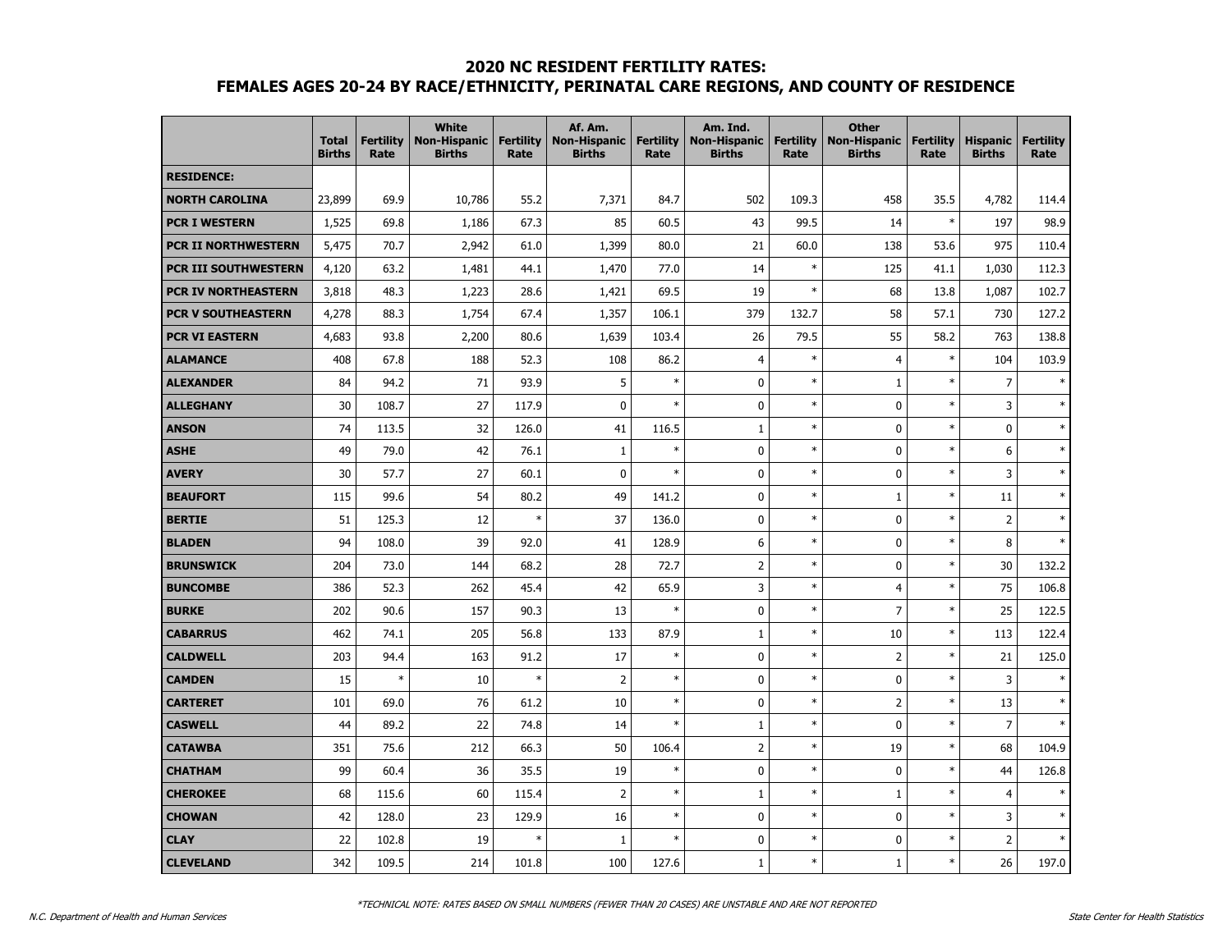# 2020 NC RESIDENT FERTILITY RATES:
## FEMALES AGES 20-24 BY RACE/ETHNICITY, PERINATAL CARE REGIONS, AND COUNTY OF RESIDENCE

| | Total Births | Fertility Rate | White Non-Hispanic Births | Fertility Rate | Af. Am. Non-Hispanic Births | Fertility Rate | Am. Ind. Non-Hispanic Births | Fertility Rate | Other Non-Hispanic Births | Fertility Rate | Hispanic Births | Fertility Rate |
|---|---|---|---|---|---|---|---|---|---|---|---|---|
| **RESIDENCE:** | | | | | | | | | | | | |
| **NORTH CAROLINA** | 23,899 | 69.9 | 10,786 | 55.2 | 7,371 | 84.7 | 502 | 109.3 | 458 | 35.5 | 4,782 | 114.4 |
| **PCR I WESTERN** | 1,525 | 69.8 | 1,186 | 67.3 | 85 | 60.5 | 43 | 99.5 | 14 | * | 197 | 98.9 |
| **PCR II NORTHWESTERN** | 5,475 | 70.7 | 2,942 | 61.0 | 1,399 | 80.0 | 21 | 60.0 | 138 | 53.6 | 975 | 110.4 |
| **PCR III SOUTHWESTERN** | 4,120 | 63.2 | 1,481 | 44.1 | 1,470 | 77.0 | 14 | * | 125 | 41.1 | 1,030 | 112.3 |
| **PCR IV NORTHEASTERN** | 3,818 | 48.3 | 1,223 | 28.6 | 1,421 | 69.5 | 19 | * | 68 | 13.8 | 1,087 | 102.7 |
| **PCR V SOUTHEASTERN** | 4,278 | 88.3 | 1,754 | 67.4 | 1,357 | 106.1 | 379 | 132.7 | 58 | 57.1 | 730 | 127.2 |
| **PCR VI EASTERN** | 4,683 | 93.8 | 2,200 | 80.6 | 1,639 | 103.4 | 26 | 79.5 | 55 | 58.2 | 763 | 138.8 |
| **ALAMANCE** | 408 | 67.8 | 188 | 52.3 | 108 | 86.2 | 4 | * | 4 | * | 104 | 103.9 |
| **ALEXANDER** | 84 | 94.2 | 71 | 93.9 | 5 | * | 0 | * | 1 | * | 7 | * |
| **ALLEGHANY** | 30 | 108.7 | 27 | 117.9 | 0 | * | 0 | * | 0 | * | 3 | * |
| **ANSON** | 74 | 113.5 | 32 | 126.0 | 41 | 116.5 | 1 | * | 0 | * | 0 | * |
| **ASHE** | 49 | 79.0 | 42 | 76.1 | 1 | * | 0 | * | 0 | * | 6 | * |
| **AVERY** | 30 | 57.7 | 27 | 60.1 | 0 | * | 0 | * | 0 | * | 3 | * |
| **BEAUFORT** | 115 | 99.6 | 54 | 80.2 | 49 | 141.2 | 0 | * | 1 | * | 11 | * |
| **BERTIE** | 51 | 125.3 | 12 | * | 37 | 136.0 | 0 | * | 0 | * | 2 | * |
| **BLADEN** | 94 | 108.0 | 39 | 92.0 | 41 | 128.9 | 6 | * | 0 | * | 8 | * |
| **BRUNSWICK** | 204 | 73.0 | 144 | 68.2 | 28 | 72.7 | 2 | * | 0 | * | 30 | 132.2 |
| **BUNCOMBE** | 386 | 52.3 | 262 | 45.4 | 42 | 65.9 | 3 | * | 4 | * | 75 | 106.8 |
| **BURKE** | 202 | 90.6 | 157 | 90.3 | 13 | * | 0 | * | 7 | * | 25 | 122.5 |
| **CABARRUS** | 462 | 74.1 | 205 | 56.8 | 133 | 87.9 | 1 | * | 10 | * | 113 | 122.4 |
| **CALDWELL** | 203 | 94.4 | 163 | 91.2 | 17 | * | 0 | * | 2 | * | 21 | 125.0 |
| **CAMDEN** | 15 | * | 10 | * | 2 | * | 0 | * | 0 | * | 3 | * |
| **CARTERET** | 101 | 69.0 | 76 | 61.2 | 10 | * | 0 | * | 2 | * | 13 | * |
| **CASWELL** | 44 | 89.2 | 22 | 74.8 | 14 | * | 1 | * | 0 | * | 7 | * |
| **CATAWBA** | 351 | 75.6 | 212 | 66.3 | 50 | 106.4 | 2 | * | 19 | * | 68 | 104.9 |
| **CHATHAM** | 99 | 60.4 | 36 | 35.5 | 19 | * | 0 | * | 0 | * | 44 | 126.8 |
| **CHEROKEE** | 68 | 115.6 | 60 | 115.4 | 2 | * | 1 | * | 1 | * | 4 | * |
| **CHOWAN** | 42 | 128.0 | 23 | 129.9 | 16 | * | 0 | * | 0 | * | 3 | * |
| **CLAY** | 22 | 102.8 | 19 | * | 1 | * | 0 | * | 0 | * | 2 | * |
| **CLEVELAND** | 342 | 109.5 | 214 | 101.8 | 100 | 127.6 | 1 | * | 1 | * | 26 | 197.0 |

*TECHNICAL NOTE: RATES BASED ON SMALL NUMBERS (FEWER THAN 20 CASES) ARE UNSTABLE AND ARE NOT REPORTED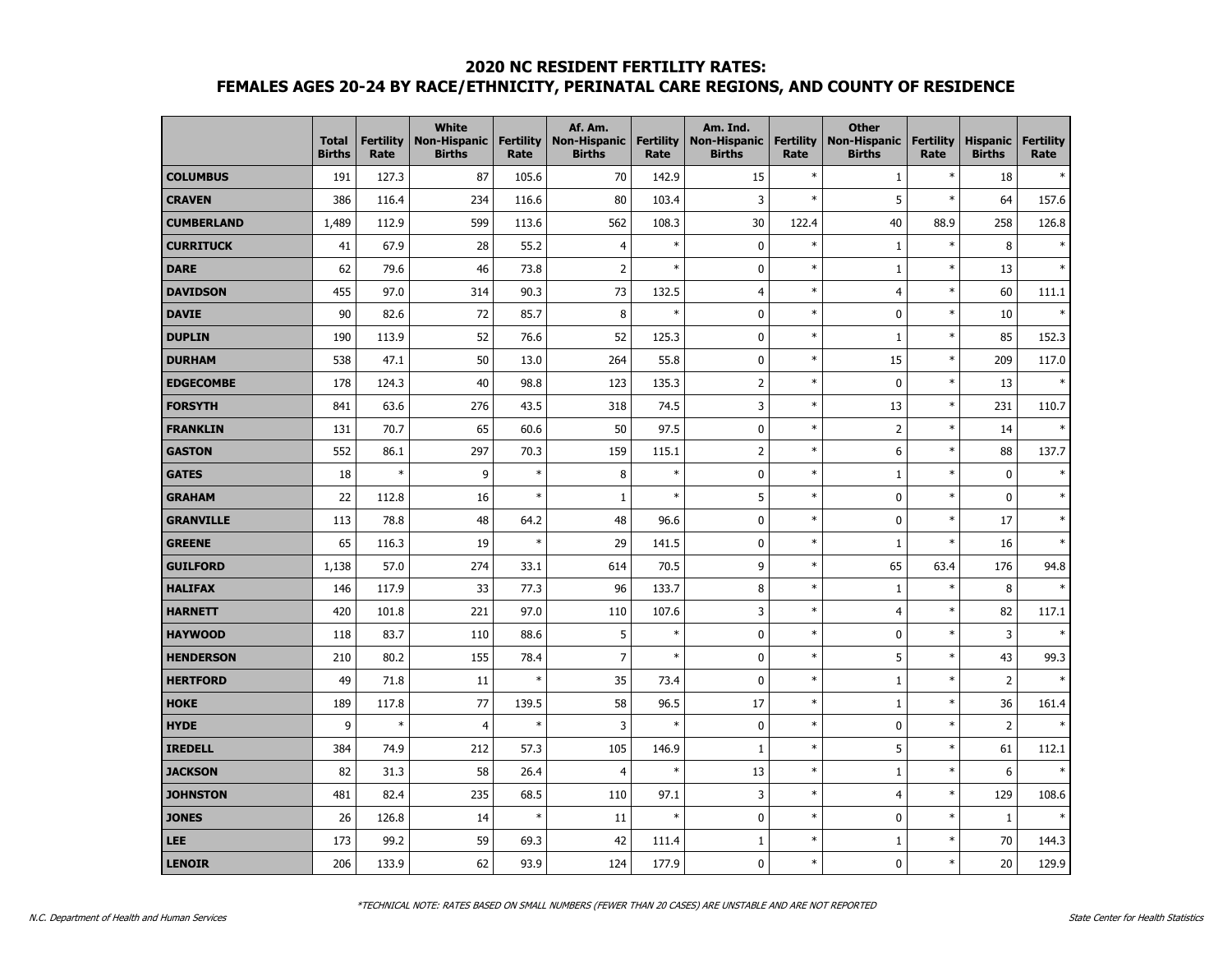## 2020 NC RESIDENT FERTILITY RATES:
## FEMALES AGES 20-24 BY RACE/ETHNICITY, PERINATAL CARE REGIONS, AND COUNTY OF RESIDENCE

| | Total Births | Fertility Rate | White Non-Hispanic Births | Fertility Rate | Af. Am. Non-Hispanic Births | Fertility Rate | Am. Ind. Non-Hispanic Births | Fertility Rate | Other Non-Hispanic Births | Fertility Rate | Hispanic Births | Fertility Rate |
|---|---|---|---|---|---|---|---|---|---|---|---|---|
| **COLUMBUS** | 191 | 127.3 | 87 | 105.6 | 70 | 142.9 | 15 | * | 1 | * | 18 | * |
| **CRAVEN** | 386 | 116.4 | 234 | 116.6 | 80 | 103.4 | 3 | * | 5 | * | 64 | 157.6 |
| **CUMBERLAND** | 1,489 | 112.9 | 599 | 113.6 | 562 | 108.3 | 30 | 122.4 | 40 | 88.9 | 258 | 126.8 |
| **CURRITUCK** | 41 | 67.9 | 28 | 55.2 | 4 | * | 0 | * | 1 | * | 8 | * |
| **DARE** | 62 | 79.6 | 46 | 73.8 | 2 | * | 0 | * | 1 | * | 13 | * |
| **DAVIDSON** | 455 | 97.0 | 314 | 90.3 | 73 | 132.5 | 4 | * | 4 | * | 60 | 111.1 |
| **DAVIE** | 90 | 82.6 | 72 | 85.7 | 8 | * | 0 | * | 0 | * | 10 | * |
| **DUPLIN** | 190 | 113.9 | 52 | 76.6 | 52 | 125.3 | 0 | * | 1 | * | 85 | 152.3 |
| **DURHAM** | 538 | 47.1 | 50 | 13.0 | 264 | 55.8 | 0 | * | 15 | * | 209 | 117.0 |
| **EDGECOMBE** | 178 | 124.3 | 40 | 98.8 | 123 | 135.3 | 2 | * | 0 | * | 13 | * |
| **FORSYTH** | 841 | 63.6 | 276 | 43.5 | 318 | 74.5 | 3 | * | 13 | * | 231 | 110.7 |
| **FRANKLIN** | 131 | 70.7 | 65 | 60.6 | 50 | 97.5 | 0 | * | 2 | * | 14 | * |
| **GASTON** | 552 | 86.1 | 297 | 70.3 | 159 | 115.1 | 2 | * | 6 | * | 88 | 137.7 |
| **GATES** | 18 | * | 9 | * | 8 | * | 0 | * | 1 | * | 0 | * |
| **GRAHAM** | 22 | 112.8 | 16 | * | 1 | * | 5 | * | 0 | * | 0 | * |
| **GRANVILLE** | 113 | 78.8 | 48 | 64.2 | 48 | 96.6 | 0 | * | 0 | * | 17 | * |
| **GREENE** | 65 | 116.3 | 19 | * | 29 | 141.5 | 0 | * | 1 | * | 16 | * |
| **GUILFORD** | 1,138 | 57.0 | 274 | 33.1 | 614 | 70.5 | 9 | * | 65 | 63.4 | 176 | 94.8 |
| **HALIFAX** | 146 | 117.9 | 33 | 77.3 | 96 | 133.7 | 8 | * | 1 | * | 8 | * |
| **HARNETT** | 420 | 101.8 | 221 | 97.0 | 110 | 107.6 | 3 | * | 4 | * | 82 | 117.1 |
| **HAYWOOD** | 118 | 83.7 | 110 | 88.6 | 5 | * | 0 | * | 0 | * | 3 | * |
| **HENDERSON** | 210 | 80.2 | 155 | 78.4 | 7 | * | 0 | * | 5 | * | 43 | 99.3 |
| **HERTFORD** | 49 | 71.8 | 11 | * | 35 | 73.4 | 0 | * | 1 | * | 2 | * |
| **HOKE** | 189 | 117.8 | 77 | 139.5 | 58 | 96.5 | 17 | * | 1 | * | 36 | 161.4 |
| **HYDE** | 9 | * | 4 | * | 3 | * | 0 | * | 0 | * | 2 | * |
| **IREDELL** | 384 | 74.9 | 212 | 57.3 | 105 | 146.9 | 1 | * | 5 | * | 61 | 112.1 |
| **JACKSON** | 82 | 31.3 | 58 | 26.4 | 4 | * | 13 | * | 1 | * | 6 | * |
| **JOHNSTON** | 481 | 82.4 | 235 | 68.5 | 110 | 97.1 | 3 | * | 4 | * | 129 | 108.6 |
| **JONES** | 26 | 126.8 | 14 | * | 11 | * | 0 | * | 0 | * | 1 | * |
| **LEE** | 173 | 99.2 | 59 | 69.3 | 42 | 111.4 | 1 | * | 1 | * | 70 | 144.3 |
| **LENOIR** | 206 | 133.9 | 62 | 93.9 | 124 | 177.9 | 0 | * | 0 | * | 20 | 129.9 |

*TECHNICAL NOTE: RATES BASED ON SMALL NUMBERS (FEWER THAN 20 CASES) ARE UNSTABLE AND ARE NOT REPORTED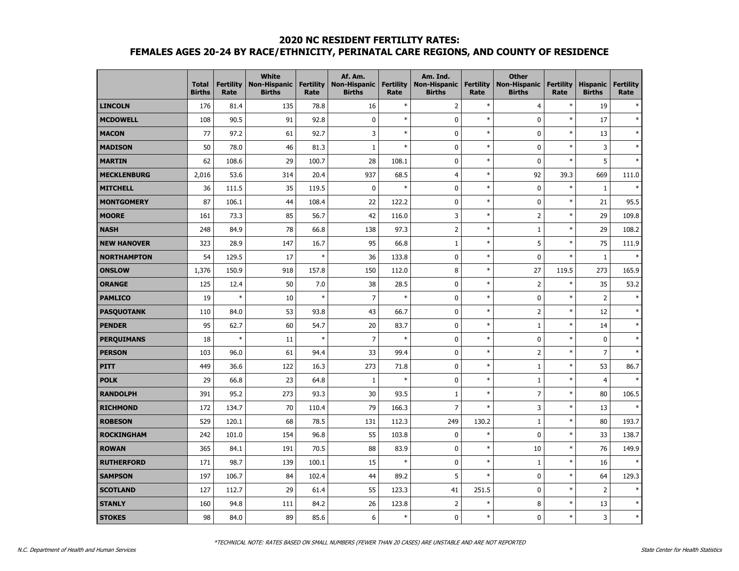# 2020 NC RESIDENT FERTILITY RATES:
# FEMALES AGES 20-24 BY RACE/ETHNICITY, PERINATAL CARE REGIONS, AND COUNTY OF RESIDENCE

| | Total Births | Fertility Rate | White Non-Hispanic Births | Fertility Rate | Af. Am. Non-Hispanic Births | Fertility Rate | Am. Ind. Non-Hispanic Births | Fertility Rate | Other Non-Hispanic Births | Fertility Rate | Hispanic Births | Fertility Rate |
|---|---|---|---|---|---|---|---|---|---|---|---|---|
| **LINCOLN** | 176 | 81.4 | 135 | 78.8 | 16 | * | 2 | * | 4 | * | 19 | * |
| **MCDOWELL** | 108 | 90.5 | 91 | 92.8 | 0 | * | 0 | * | 0 | * | 17 | * |
| **MACON** | 77 | 97.2 | 61 | 92.7 | 3 | * | 0 | * | 0 | * | 13 | * |
| **MADISON** | 50 | 78.0 | 46 | 81.3 | 1 | * | 0 | * | 0 | * | 3 | * |
| **MARTIN** | 62 | 108.6 | 29 | 100.7 | 28 | 108.1 | 0 | * | 0 | * | 5 | * |
| **MECKLENBURG** | 2,016 | 53.6 | 314 | 20.4 | 937 | 68.5 | 4 | * | 92 | 39.3 | 669 | 111.0 |
| **MITCHELL** | 36 | 111.5 | 35 | 119.5 | 0 | * | 0 | * | 0 | * | 1 | * |
| **MONTGOMERY** | 87 | 106.1 | 44 | 108.4 | 22 | 122.2 | 0 | * | 0 | * | 21 | 95.5 |
| **MOORE** | 161 | 73.3 | 85 | 56.7 | 42 | 116.0 | 3 | * | 2 | * | 29 | 109.8 |
| **NASH** | 248 | 84.9 | 78 | 66.8 | 138 | 97.3 | 2 | * | 1 | * | 29 | 108.2 |
| **NEW HANOVER** | 323 | 28.9 | 147 | 16.7 | 95 | 66.8 | 1 | * | 5 | * | 75 | 111.9 |
| **NORTHAMPTON** | 54 | 129.5 | 17 | * | 36 | 133.8 | 0 | * | 0 | * | 1 | * |
| **ONSLOW** | 1,376 | 150.9 | 918 | 157.8 | 150 | 112.0 | 8 | * | 27 | 119.5 | 273 | 165.9 |
| **ORANGE** | 125 | 12.4 | 50 | 7.0 | 38 | 28.5 | 0 | * | 2 | * | 35 | 53.2 |
| **PAMLICO** | 19 | * | 10 | * | 7 | * | 0 | * | 0 | * | 2 | * |
| **PASQUOTANK** | 110 | 84.0 | 53 | 93.8 | 43 | 66.7 | 0 | * | 2 | * | 12 | * |
| **PENDER** | 95 | 62.7 | 60 | 54.7 | 20 | 83.7 | 0 | * | 1 | * | 14 | * |
| **PERQUIMANS** | 18 | * | 11 | * | 7 | * | 0 | * | 0 | * | 0 | * |
| **PERSON** | 103 | 96.0 | 61 | 94.4 | 33 | 99.4 | 0 | * | 2 | * | 7 | * |
| **PITT** | 449 | 36.6 | 122 | 16.3 | 273 | 71.8 | 0 | * | 1 | * | 53 | 86.7 |
| **POLK** | 29 | 66.8 | 23 | 64.8 | 1 | * | 0 | * | 1 | * | 4 | * |
| **RANDOLPH** | 391 | 95.2 | 273 | 93.3 | 30 | 93.5 | 1 | * | 7 | * | 80 | 106.5 |
| **RICHMOND** | 172 | 134.7 | 70 | 110.4 | 79 | 166.3 | 7 | * | 3 | * | 13 | * |
| **ROBESON** | 529 | 120.1 | 68 | 78.5 | 131 | 112.3 | 249 | 130.2 | 1 | * | 80 | 193.7 |
| **ROCKINGHAM** | 242 | 101.0 | 154 | 96.8 | 55 | 103.8 | 0 | * | 0 | * | 33 | 138.7 |
| **ROWAN** | 365 | 84.1 | 191 | 70.5 | 88 | 83.9 | 0 | * | 10 | * | 76 | 149.9 |
| **RUTHERFORD** | 171 | 98.7 | 139 | 100.1 | 15 | * | 0 | * | 1 | * | 16 | * |
| **SAMPSON** | 197 | 106.7 | 84 | 102.4 | 44 | 89.2 | 5 | * | 0 | * | 64 | 129.3 |
| **SCOTLAND** | 127 | 112.7 | 29 | 61.4 | 55 | 123.3 | 41 | 251.5 | 0 | * | 2 | * |
| **STANLY** | 160 | 94.8 | 111 | 84.2 | 26 | 123.8 | 2 | * | 8 | * | 13 | * |
| **STOKES** | 98 | 84.0 | 89 | 85.6 | 6 | * | 0 | * | 0 | * | 3 | * |

*TECHNICAL NOTE: RATES BASED ON SMALL NUMBERS (FEWER THAN 20 CASES) ARE UNSTABLE AND ARE NOT REPORTED

N.C. Department of Health and Human Services

State Center for Health Statistics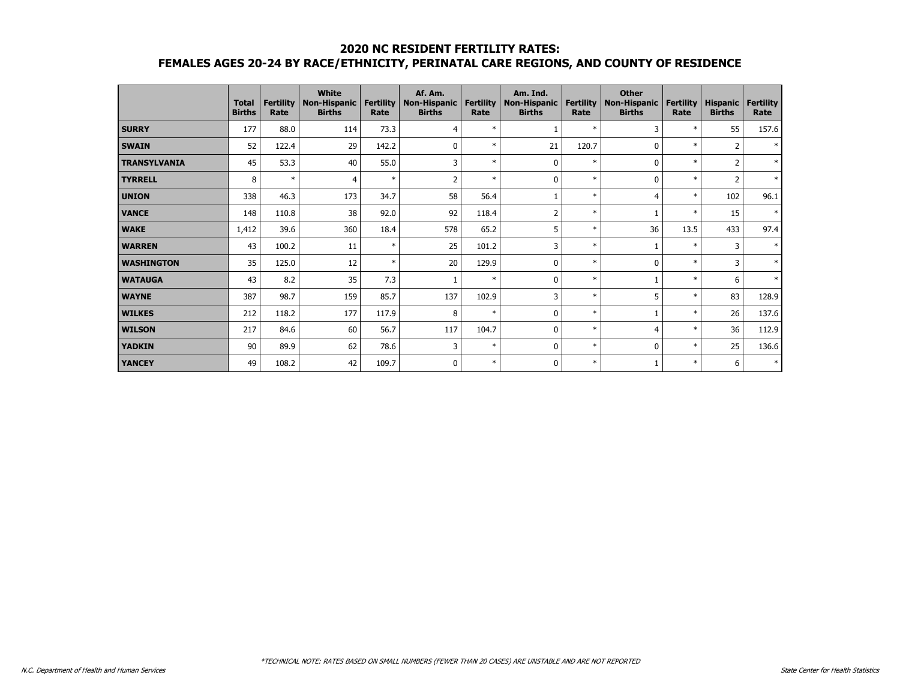## 2020 NC RESIDENT FERTILITY RATES: FEMALES AGES 20-24 BY RACE/ETHNICITY, PERINATAL CARE REGIONS, AND COUNTY OF RESIDENCE

| | Total Births | Fertility Rate | White Non-Hispanic Births | Fertility Rate | Af. Am. Non-Hispanic Births | Fertility Rate | Am. Ind. Non-Hispanic Births | Fertility Rate | Other Non-Hispanic Births | Fertility Rate | Hispanic Births | Fertility Rate |
|---|---|---|---|---|---|---|---|---|---|---|---|---|
| **SURRY** | 177 | 88.0 | 114 | 73.3 | 4 | * | 1 | * | 3 | * | 55 | 157.6 |
| **SWAIN** | 52 | 122.4 | 29 | 142.2 | 0 | * | 21 | 120.7 | 0 | * | 2 | * |
| **TRANSYLVANIA** | 45 | 53.3 | 40 | 55.0 | 3 | * | 0 | * | 0 | * | 2 | * |
| **TYRRELL** | 8 | * | 4 | * | 2 | * | 0 | * | 0 | * | 2 | * |
| **UNION** | 338 | 46.3 | 173 | 34.7 | 58 | 56.4 | 1 | * | 4 | * | 102 | 96.1 |
| **VANCE** | 148 | 110.8 | 38 | 92.0 | 92 | 118.4 | 2 | * | 1 | * | 15 | * |
| **WAKE** | 1,412 | 39.6 | 360 | 18.4 | 578 | 65.2 | 5 | * | 36 | 13.5 | 433 | 97.4 |
| **WARREN** | 43 | 100.2 | 11 | * | 25 | 101.2 | 3 | * | 1 | * | 3 | * |
| **WASHINGTON** | 35 | 125.0 | 12 | * | 20 | 129.9 | 0 | * | 0 | * | 3 | * |
| **WATAUGA** | 43 | 8.2 | 35 | 7.3 | 1 | * | 0 | * | 1 | * | 6 | * |
| **WAYNE** | 387 | 98.7 | 159 | 85.7 | 137 | 102.9 | 3 | * | 5 | * | 83 | 128.9 |
| **WILKES** | 212 | 118.2 | 177 | 117.9 | 8 | * | 0 | * | 1 | * | 26 | 137.6 |
| **WILSON** | 217 | 84.6 | 60 | 56.7 | 117 | 104.7 | 0 | * | 4 | * | 36 | 112.9 |
| **YADKIN** | 90 | 89.9 | 62 | 78.6 | 3 | * | 0 | * | 0 | * | 25 | 136.6 |
| **YANCEY** | 49 | 108.2 | 42 | 109.7 | 0 | * | 0 | * | 1 | * | 6 | * |

*\*TECHNICAL NOTE: RATES BASED ON SMALL NUMBERS (FEWER THAN 20 CASES) ARE UNSTABLE AND ARE NOT REPORTED*